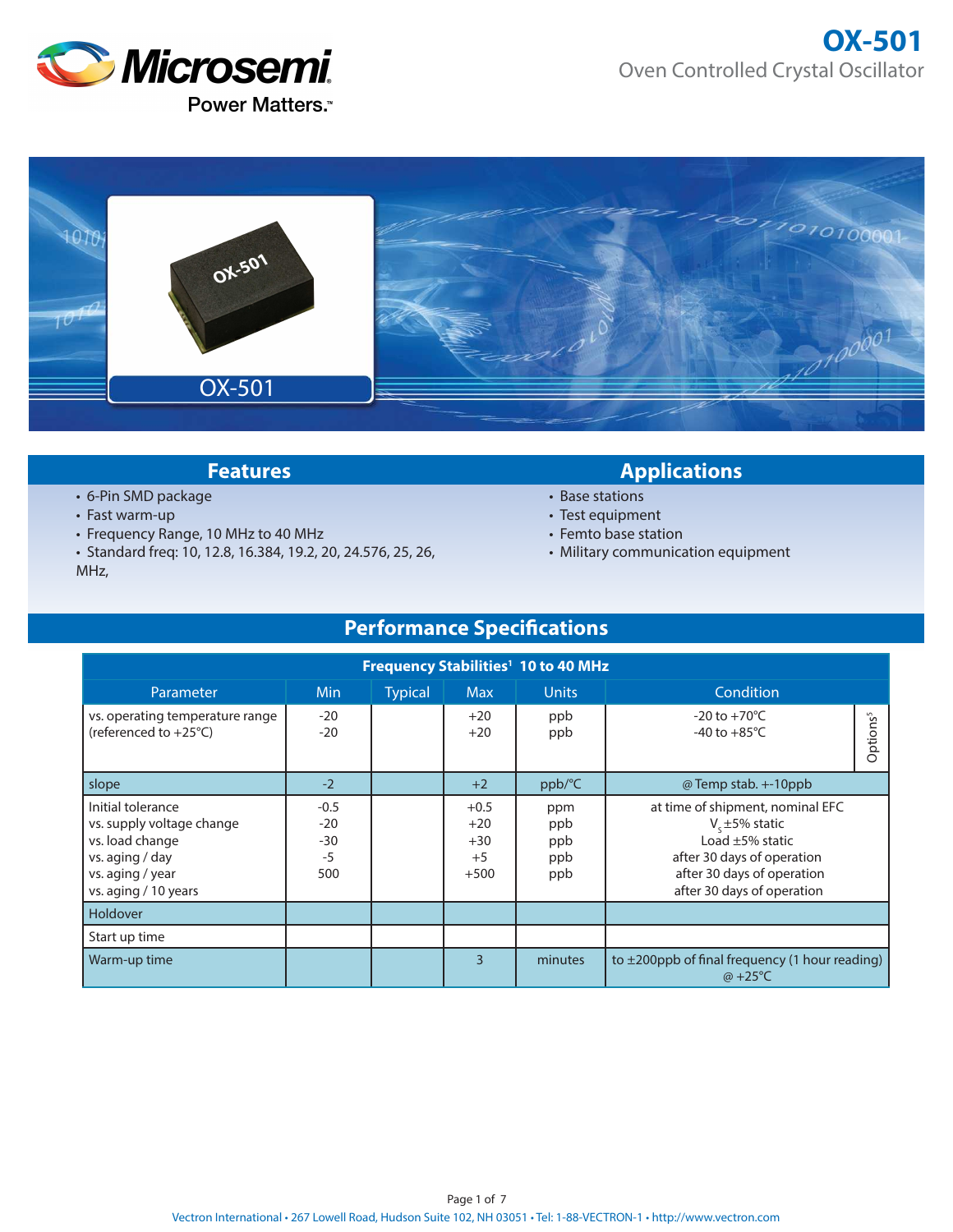# OX-501

Oven Controlled Crystal Oscillator

## Features

- 6-Pin SMD package
- Fast warm-up
- Frequency Range, 10 MHz to 40 MHz
- Standard freq: 10, 12.8, 16.384, 19.2, 20, 24.576, 25, 26, MHz,

## Applications

- Base stations
- Test equipment
- Femto base station
- Military communication equipment

## Performance Specifications

| Frequency Stabilities[1] 10 to 40 MHz | | | | | | |
|---|---|---|---|---|---|---|
| Parameter | Min | Typical | Max | Units | Condition | |
| vs. operating temperature range (referenced to +25°C) | -20<br>-20 | | +20<br>+20 | ppb<br>ppb | -20 to +70°C<br>-40 to +85°C | Options[5] |
| slope | -2 | | +2 | ppb/°C | @Temp stab. +-10ppb | |
| Initial tolerance<br>vs. supply voltage change<br>vs. load change<br>vs. aging / day<br>vs. aging / year<br>vs. aging / 10 years | -0.5<br>-20<br>-30<br>-5<br>500 | | +0.5<br>+20<br>+30<br>+5<br>+500 | ppm<br>ppb<br>ppb<br>ppb<br>ppb | at time of shipment, nominal EFC<br>$V_s$ ±5% static<br>Load ±5% static<br>after 30 days of operation<br>after 30 days of operation<br>after 30 days of operation | |
| Holdover | | | | | | |
| Start up time | | | | | | |
| Warm-up time | | | 3 | minutes | to ±200ppb of final frequency (1 hour reading) @ +25°C | |

Vectron International • 267 Lowell Road, Hudson Suite 102, NH 03051 • Tel: 1-88-VECTRON-1 • http://www.vectron.com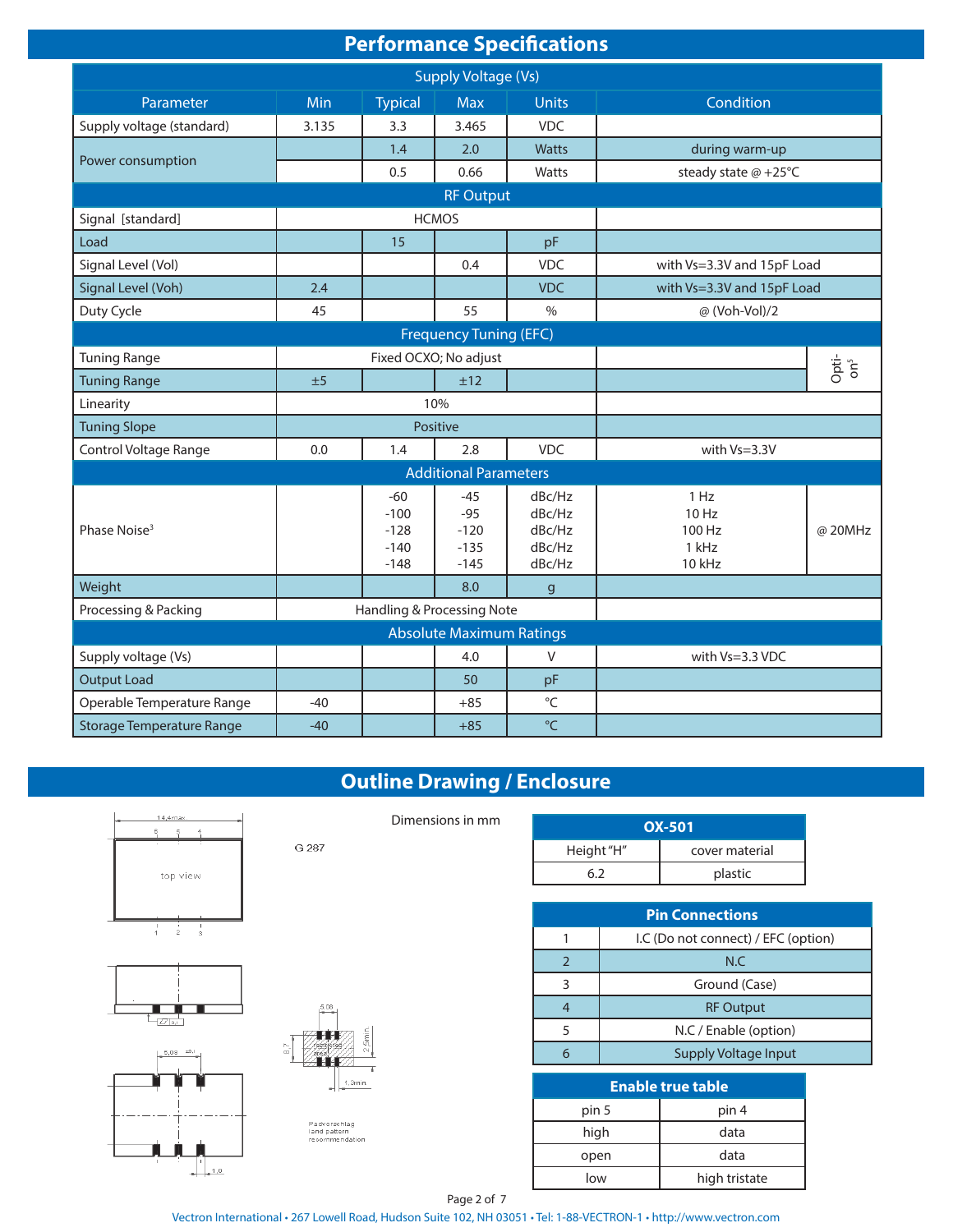## Performance Specifications

| Parameter | Min | Typical | Max | Units | Condition | |
|---|---|---|---|---|---|---|
| **Supply Voltage (Vs)** | | | | | | |
| Supply voltage (standard) | 3.135 | 3.3 | 3.465 | VDC | | |
| Power consumption | | 1.4 | 2.0 | Watts | during warm-up | |
| | | 0.5 | 0.66 | Watts | steady state @ +25°C | |
| **RF Output** | | | | | | |
| Signal [standard] | HCMOS | | | | | |
| Load | | 15 | | pF | | |
| Signal Level (Vol) | | | 0.4 | VDC | with Vs=3.3V and 15pF Load | |
| Signal Level (Voh) | 2.4 | | | VDC | with Vs=3.3V and 15pF Load | |
| Duty Cycle | 45 | | 55 | % | @ (Voh-Vol)/2 | |
| **Frequency Tuning (EFC)** | | | | | | |
| Tuning Range | Fixed OCXO; No adjust | | | | | Options |
| Tuning Range | ±5 | | ±12 | | | |
| Linearity | 10% | | | | | |
| Tuning Slope | Positive | | | | | |
| Control Voltage Range | 0.0 | 1.4 | 2.8 | VDC | with Vs=3.3V | |
| **Additional Parameters** | | | | | | |
| Phase Noise[3] | | -60<br>-100<br>-128<br>-140<br>-148 | -45<br>-95<br>-120<br>-135<br>-145 | dBc/Hz<br>dBc/Hz<br>dBc/Hz<br>dBc/Hz<br>dBc/Hz | 1 Hz<br>10 Hz<br>100 Hz<br>1 kHz<br>10 kHz | @ 20MHz |
| Weight | | | 8.0 | g | | |
| Processing & Packing | Handling & Processing Note | | | | | |
| **Absolute Maximum Ratings** | | | | | | |
| Supply voltage (Vs) | | | 4.0 | V | with Vs=3.3 VDC | |
| Output Load | | | 50 | pF | | |
| Operable Temperature Range | -40 | | +85 | °C | | |
| Storage Temperature Range | -40 | | +85 | °C | | |

## Outline Drawing / Enclosure

Dimensions in mm

G 287

14,4max; top view; 5,08; 1,0; 8,7; 2,5min; 1,9min

Padvorschlag land pattern recommendation

| OX-501 | |
|---|---|
| Height "H" | cover material |
| 6.2 | plastic |

| Pin Connections | |
|---|---|
| 1 | I.C (Do not connect) / EFC (option) |
| 2 | N.C |
| 3 | Ground (Case) |
| 4 | RF Output |
| 5 | N.C / Enable (option) |
| 6 | Supply Voltage Input |

| Enable true table | |
|---|---|
| pin 5 | pin 4 |
| high | data |
| open | data |
| low | high tristate |

Vectron International • 267 Lowell Road, Hudson Suite 102, NH 03051 • Tel: 1-88-VECTRON-1 • http://www.vectron.com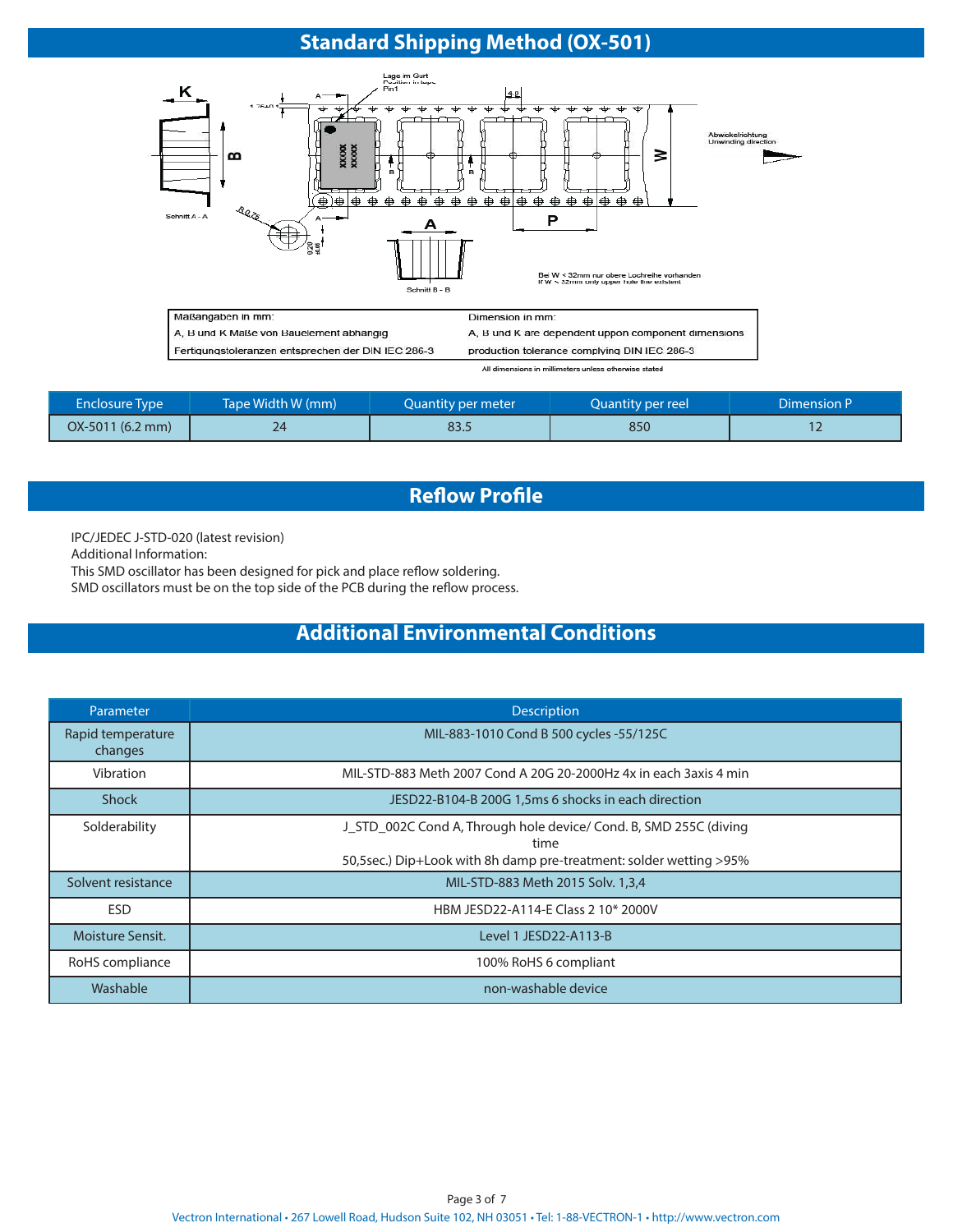## Standard Shipping Method (OX-501)

| Maßangaben in mm: | Dimension in mm: |
|---|---|
| A, B und K Maße von Bauelement abhängig | A, B und K are dependent uppon component dimensions |
| Fertigungstoleranzen entsprechen der DIN IEC 286-3 | production tolerance complying DIN IEC 286-3 |

All dimensions in millimeters unless otherwise stated

| Enclosure Type | Tape Width W (mm) | Quantity per meter | Quantity per reel | Dimension P |
|---|---|---|---|---|
| OX-5011 (6.2 mm) | 24 | 83.5 | 850 | 12 |

## Reflow Profile

IPC/JEDEC J-STD-020 (latest revision)
Additional Information:
This SMD oscillator has been designed for pick and place reflow soldering.
SMD oscillators must be on the top side of the PCB during the reflow process.

## Additional Environmental Conditions

| Parameter | Description |
|---|---|
| Rapid temperature changes | MIL-883-1010 Cond B 500 cycles -55/125C |
| Vibration | MIL-STD-883 Meth 2007 Cond A 20G 20-2000Hz 4x in each 3axis 4 min |
| Shock | JESD22-B104-B 200G 1,5ms 6 shocks in each direction |
| Solderability | J_STD_002C Cond A, Through hole device/ Cond. B, SMD 255C (diving time 50,5sec.) Dip+Look with 8h damp pre-treatment: solder wetting >95% |
| Solvent resistance | MIL-STD-883 Meth 2015 Solv. 1,3,4 |
| ESD | HBM JESD22-A114-E Class 2 10* 2000V |
| Moisture Sensit. | Level 1 JESD22-A113-B |
| RoHS compliance | 100% RoHS 6 compliant |
| Washable | non-washable device |

Vectron International • 267 Lowell Road, Hudson Suite 102, NH 03051 • Tel: 1-88-VECTRON-1 • http://www.vectron.com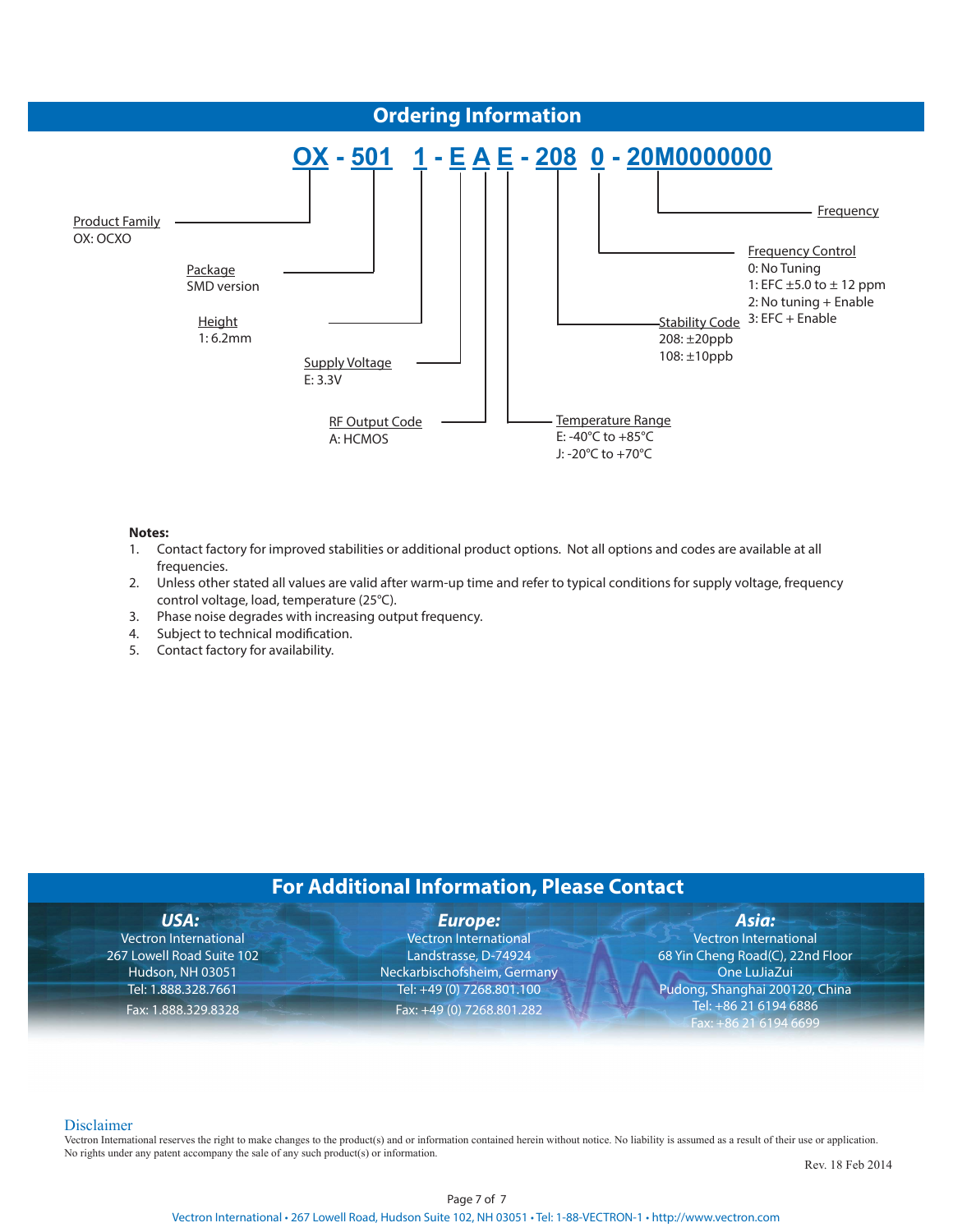## Ordering Information

**OX - 501 1 - E A E - 208 0 - 20M0000000**

Product Family
OX: OCXO

Package
SMD version

Height
1: 6.2mm

Supply Voltage
E: 3.3V

RF Output Code
A: HCMOS

Temperature Range
E: -40°C to +85°C
J: -20°C to +70°C

Stability Code
208: ±20ppb
108: ±10ppb

Frequency Control
0: No Tuning
1: EFC ±5.0 to ± 12 ppm
2: No tuning + Enable
3: EFC + Enable

Frequency

**Notes:**

1. Contact factory for improved stabilities or additional product options. Not all options and codes are available at all frequencies.
2. Unless other stated all values are valid after warm-up time and refer to typical conditions for supply voltage, frequency control voltage, load, temperature (25°C).
3. Phase noise degrades with increasing output frequency.
4. Subject to technical modification.
5. Contact factory for availability.

## For Additional Information, Please Contact

**USA:**
Vectron International
267 Lowell Road Suite 102
Hudson, NH 03051
Tel: 1.888.328.7661
Fax: 1.888.329.8328

**Europe:**
Vectron International
Landstrasse, D-74924
Neckarbischofsheim, Germany
Tel: +49 (0) 7268.801.100
Fax: +49 (0) 7268.801.282

**Asia:**
Vectron International
68 Yin Cheng Road(C), 22nd Floor
One LuJiaZui
Pudong, Shanghai 200120, China
Tel: +86 21 6194 6886
Fax: +86 21 6194 6699

### Disclaimer

Vectron International reserves the right to make changes to the product(s) and or information contained herein without notice. No liability is assumed as a result of their use or application. No rights under any patent accompany the sale of any such product(s) or information.

Rev. 18 Feb 2014